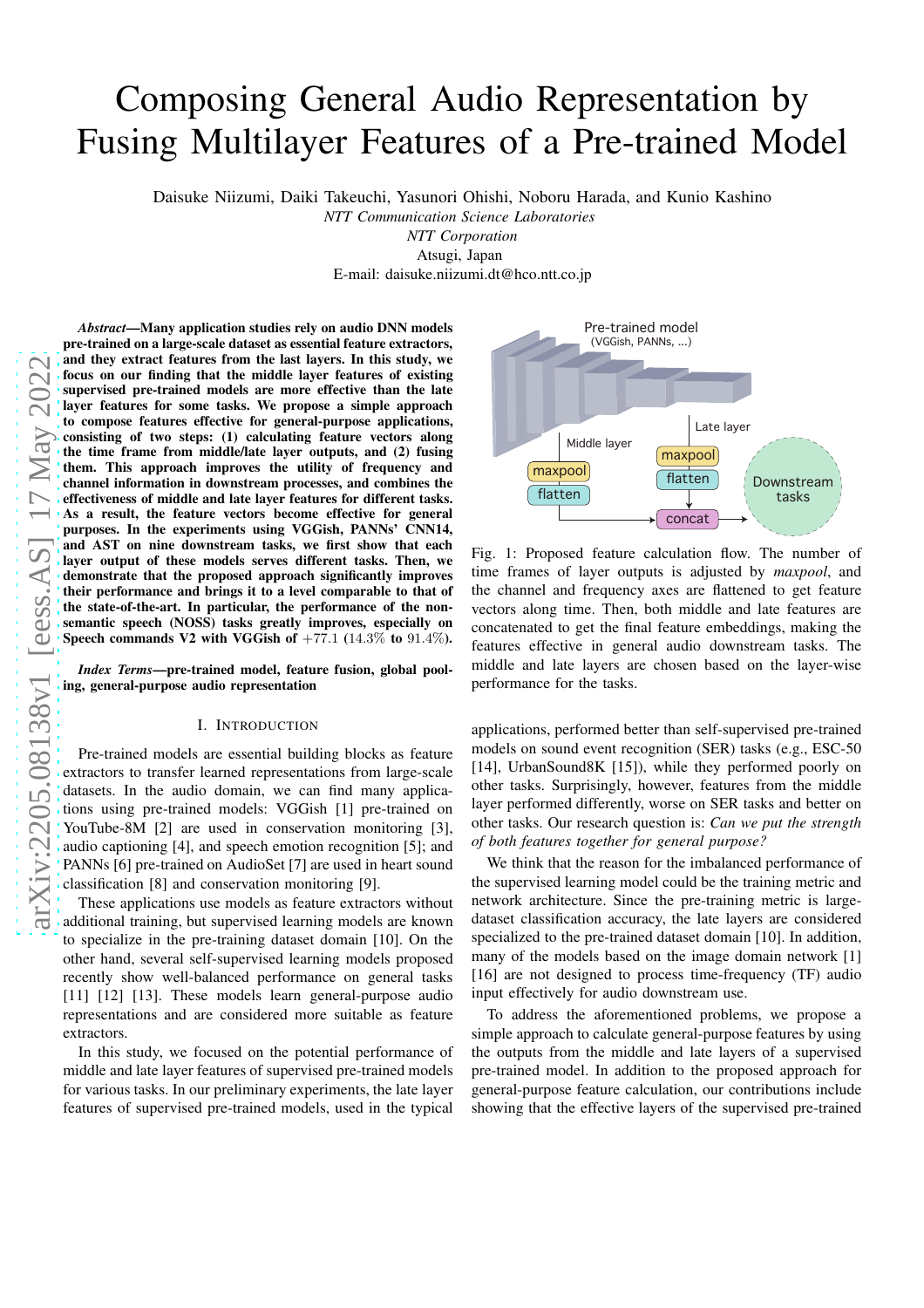# Composing General Audio Representation by Fusing Multilayer Features of a Pre-trained Model

Daisuke Niizumi, Daiki Takeuchi, Yasunori Ohishi, Noboru Harada, and Kunio Kashino
*NTT Communication Science Laboratories*
*NTT Corporation*
Atsugi, Japan
E-mail: daisuke.niizumi.dt@hco.ntt.co.jp

***Abstract*—Many application studies rely on audio DNN models pre-trained on a large-scale dataset as essential feature extractors, and they extract features from the last layers. In this study, we focus on our finding that the middle layer features of existing supervised pre-trained models are more effective than the late layer features for some tasks. We propose a simple approach to compose features effective for general-purpose applications, consisting of two steps: (1) calculating feature vectors along the time frame from middle/late layer outputs, and (2) fusing them. This approach improves the utility of frequency and channel information in downstream processes, and combines the effectiveness of middle and late layer features for different tasks. As a result, the feature vectors become effective for general purposes. In the experiments using VGGish, PANNs' CNN14, and AST on nine downstream tasks, we first show that each layer output of these models serves different tasks. Then, we demonstrate that the proposed approach significantly improves their performance and brings it to a level comparable to that of the state-of-the-art. In particular, the performance of the non-semantic speech (NOSS) tasks greatly improves, especially on Speech commands V2 with VGGish of $+77.1$ ($14.3\%$ to $91.4\%$).**

***Index Terms*—pre-trained model, feature fusion, global pooling, general-purpose audio representation**

## I. Introduction

Pre-trained models are essential building blocks as feature extractors to transfer learned representations from large-scale datasets. In the audio domain, we can find many applications using pre-trained models: VGGish [1] pre-trained on YouTube-8M [2] are used in conservation monitoring [3], audio captioning [4], and speech emotion recognition [5]; and PANNs [6] pre-trained on AudioSet [7] are used in heart sound classification [8] and conservation monitoring [9].

These applications use models as feature extractors without additional training, but supervised learning models are known to specialize in the pre-training dataset domain [10]. On the other hand, several self-supervised learning models proposed recently show well-balanced performance on general tasks [11] [12] [13]. These models learn general-purpose audio representations and are considered more suitable as feature extractors.

In this study, we focused on the potential performance of middle and late layer features of supervised pre-trained models for various tasks. In our preliminary experiments, the late layer features of supervised pre-trained models, used in the typical applications, performed better than self-supervised pre-trained models on sound event recognition (SER) tasks (e.g., ESC-50 [14], UrbanSound8K [15]), while they performed poorly on other tasks. Surprisingly, however, features from the middle layer performed differently, worse on SER tasks and better on other tasks. Our research question is: *Can we put the strength of both features together for general purpose?*

We think that the reason for the imbalanced performance of the supervised learning model could be the training metric and network architecture. Since the pre-training metric is large-dataset classification accuracy, the late layers are considered specialized to the pre-trained dataset domain [10]. In addition, many of the models based on the image domain network [1] [16] are not designed to process time-frequency (TF) audio input effectively for audio downstream use.

To address the aforementioned problems, we propose a simple approach to calculate general-purpose features by using the outputs from the middle and late layers of a supervised pre-trained model. In addition to the proposed approach for general-purpose feature calculation, our contributions include showing that the effective layers of the supervised pre-trained

Fig. 1: Proposed feature calculation flow. The number of time frames of layer outputs is adjusted by *maxpool*, and the channel and frequency axes are flattened to get feature vectors along time. Then, both middle and late features are concatenated to get the final feature embeddings, making the features effective in general audio downstream tasks. The middle and late layers are chosen based on the layer-wise performance for the tasks.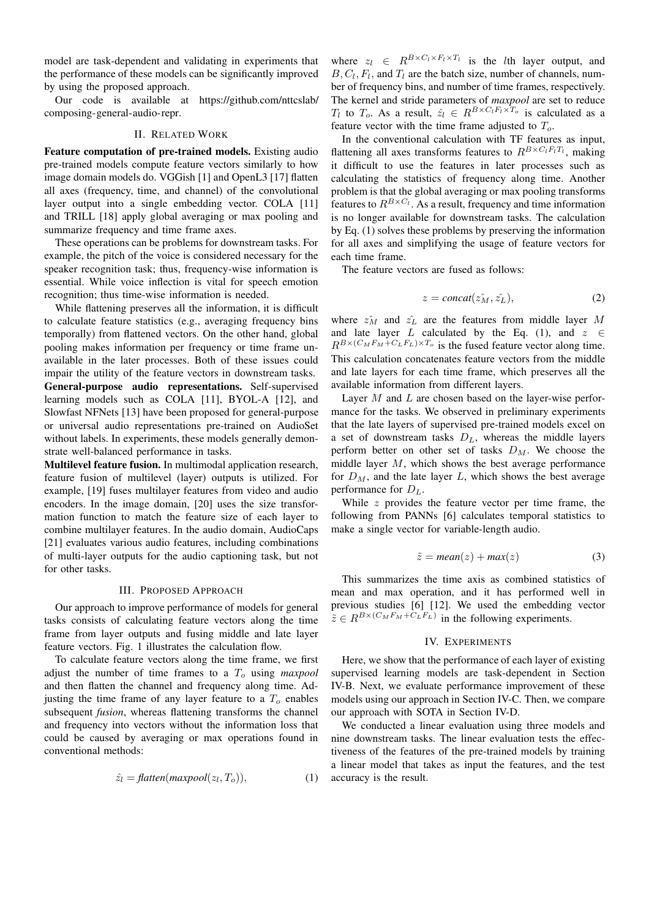model are task-dependent and validating in experiments that the performance of these models can be significantly improved by using the proposed approach.

Our code is available at https://github.com/nttcslab/composing-general-audio-repr.

## II. Related Work

**Feature computation of pre-trained models.** Existing audio pre-trained models compute feature vectors similarly to how image domain models do. VGGish [1] and OpenL3 [17] flatten all axes (frequency, time, and channel) of the convolutional layer output into a single embedding vector. COLA [11] and TRILL [18] apply global averaging or max pooling and summarize frequency and time frame axes.

These operations can be problems for downstream tasks. For example, the pitch of the voice is considered necessary for the speaker recognition task; thus, frequency-wise information is essential. While voice inflection is vital for speech emotion recognition; thus time-wise information is needed.

While flattening preserves all the information, it is difficult to calculate feature statistics (e.g., averaging frequency bins temporally) from flattened vectors. On the other hand, global pooling makes information per frequency or time frame unavailable in the later processes. Both of these issues could impair the utility of the feature vectors in downstream tasks.

**General-purpose audio representations.** Self-supervised learning models such as COLA [11], BYOL-A [12], and Slowfast NFNets [13] have been proposed for general-purpose or universal audio representations pre-trained on AudioSet without labels. In experiments, these models generally demonstrate well-balanced performance in tasks.

**Multilevel feature fusion.** In multimodal application research, feature fusion of multilevel (layer) outputs is utilized. For example, [19] fuses multilayer features from video and audio encoders. In the image domain, [20] uses the size transformation function to match the feature size of each layer to combine multilayer features. In the audio domain, AudioCaps [21] evaluates various audio features, including combinations of multi-layer outputs for the audio captioning task, but not for other tasks.

## III. Proposed Approach

Our approach to improve performance of models for general tasks consists of calculating feature vectors along the time frame from layer outputs and fusing middle and late layer feature vectors. Fig. 1 illustrates the calculation flow.

To calculate feature vectors along the time frame, we first adjust the number of time frames to a $T_o$ using *maxpool* and then flatten the channel and frequency along time. Adjusting the time frame of any layer feature to a $T_o$ enables subsequent *fusion*, whereas flattening transforms the channel and frequency into vectors without the information loss that could be caused by averaging or max operations found in conventional methods:

$$\hat{z_l} = \mathit{flatten}(\mathit{maxpool}(z_l, T_o)), \tag{1}$$

where $z_l \in R^{B\times C_l\times F_l\times T_l}$ is the $l$th layer output, and $B, C_l, F_l$, and $T_l$ are the batch size, number of channels, number of frequency bins, and number of time frames, respectively. The kernel and stride parameters of *maxpool* are set to reduce $T_l$ to $T_o$. As a result, $\hat{z_l} \in R^{B\times C_l F_l\times T_o}$ is calculated as a feature vector with the time frame adjusted to $T_o$.

In the conventional calculation with TF features as input, flattening all axes transforms features to $R^{B\times C_l F_l T_l}$, making it difficult to use the features in later processes such as calculating the statistics of frequency along time. Another problem is that the global averaging or max pooling transforms features to $R^{B\times C_l}$. As a result, frequency and time information is no longer available for downstream tasks. The calculation by Eq. (1) solves these problems by preserving the information for all axes and simplifying the usage of feature vectors for each time frame.

The feature vectors are fused as follows:

$$z = \mathit{concat}(\hat{z_M}, \hat{z_L}), \tag{2}$$

where $\hat{z_M}$ and $\hat{z_L}$ are the features from middle layer $M$ and late layer $L$ calculated by the Eq. (1), and $z \in R^{B\times(C_M F_M + C_L F_L)\times T_o}$ is the fused feature vector along time. This calculation concatenates feature vectors from the middle and late layers for each time frame, which preserves all the available information from different layers.

Layer $M$ and $L$ are chosen based on the layer-wise performance for the tasks. We observed in preliminary experiments that the late layers of supervised pre-trained models excel on a set of downstream tasks $D_L$, whereas the middle layers perform better on other set of tasks $D_M$. We choose the middle layer $M$, which shows the best average performance for $D_M$, and the late layer $L$, which shows the best average performance for $D_L$.

While $z$ provides the feature vector per time frame, the following from PANNs [6] calculates temporal statistics to make a single vector for variable-length audio.

$$\tilde{z} = \mathit{mean}(z) + \mathit{max}(z) \tag{3}$$

This summarizes the time axis as combined statistics of mean and max operation, and it has performed well in previous studies [6] [12]. We used the embedding vector $\tilde{z} \in R^{B\times(C_M F_M + C_L F_L)}$ in the following experiments.

## IV. Experiments

Here, we show that the performance of each layer of existing supervised learning models are task-dependent in Section IV-B. Next, we evaluate performance improvement of these models using our approach in Section IV-C. Then, we compare our approach with SOTA in Section IV-D.

We conducted a linear evaluation using three models and nine downstream tasks. The linear evaluation tests the effectiveness of the features of the pre-trained models by training a linear model that takes as input the features, and the test accuracy is the result.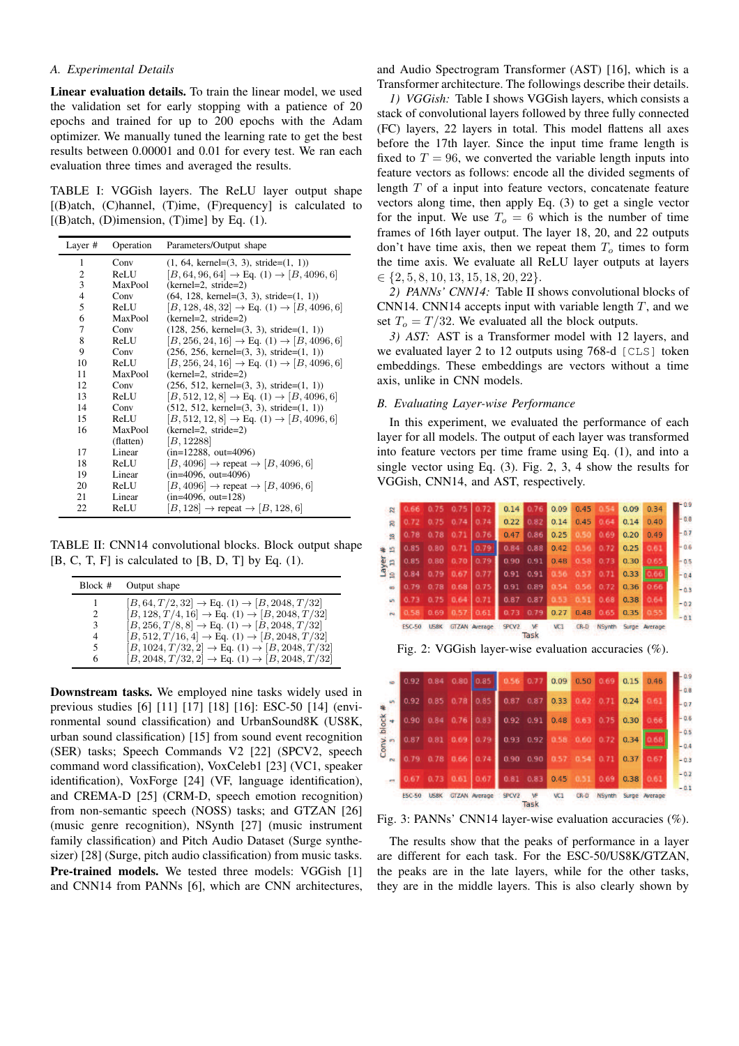### A. Experimental Details

**Linear evaluation details.** To train the linear model, we used the validation set for early stopping with a patience of 20 epochs and trained for up to 200 epochs with the Adam optimizer. We manually tuned the learning rate to get the best results between 0.00001 and 0.01 for every test. We ran each evaluation three times and averaged the results.

TABLE I: VGGish layers. The ReLU layer output shape [(B)atch, (C)hannel, (T)ime, (F)requency] is calculated to [(B)atch, (D)imension, (T)ime] by Eq. (1).

| Layer # | Operation | Parameters/Output shape |
|---|---|---|
| 1 | Conv | (1, 64, kernel=(3, 3), stride=(1, 1)) |
| 2 | ReLU | $[B, 64, 96, 64] \to$ Eq. (1) $\to [B, 4096, 6]$ |
| 3 | MaxPool | (kernel=2, stride=2) |
| 4 | Conv | (64, 128, kernel=(3, 3), stride=(1, 1)) |
| 5 | ReLU | $[B, 128, 48, 32] \to$ Eq. (1) $\to [B, 4096, 6]$ |
| 6 | MaxPool | (kernel=2, stride=2) |
| 7 | Conv | (128, 256, kernel=(3, 3), stride=(1, 1)) |
| 8 | ReLU | $[B, 256, 24, 16] \to$ Eq. (1) $\to [B, 4096, 6]$ |
| 9 | Conv | (256, 256, kernel=(3, 3), stride=(1, 1)) |
| 10 | ReLU | $[B, 256, 24, 16] \to$ Eq. (1) $\to [B, 4096, 6]$ |
| 11 | MaxPool | (kernel=2, stride=2) |
| 12 | Conv | (256, 512, kernel=(3, 3), stride=(1, 1)) |
| 13 | ReLU | $[B, 512, 12, 8] \to$ Eq. (1) $\to [B, 4096, 6]$ |
| 14 | Conv | (512, 512, kernel=(3, 3), stride=(1, 1)) |
| 15 | ReLU | $[B, 512, 12, 8] \to$ Eq. (1) $\to [B, 4096, 6]$ |
| 16 | MaxPool | (kernel=2, stride=2) |
| | (flatten) | $[B, 12288]$ |
| 17 | Linear | (in=12288, out=4096) |
| 18 | ReLU | $[B, 4096] \to$ repeat $\to [B, 4096, 6]$ |
| 19 | Linear | (in=4096, out=4096) |
| 20 | ReLU | $[B, 4096] \to$ repeat $\to [B, 4096, 6]$ |
| 21 | Linear | (in=4096, out=128) |
| 22 | ReLU | $[B, 128] \to$ repeat $\to [B, 128, 6]$ |

TABLE II: CNN14 convolutional blocks. Block output shape [B, C, T, F] is calculated to [B, D, T] by Eq. (1).

| Block # | Output shape |
|---|---|
| 1 | $[B, 64, T/2, 32] \to$ Eq. (1) $\to [B, 2048, T/32]$ |
| 2 | $[B, 128, T/4, 16] \to$ Eq. (1) $\to [B, 2048, T/32]$ |
| 3 | $[B, 256, T/8, 8] \to$ Eq. (1) $\to [B, 2048, T/32]$ |
| 4 | $[B, 512, T/16, 4] \to$ Eq. (1) $\to [B, 2048, T/32]$ |
| 5 | $[B, 1024, T/32, 2] \to$ Eq. (1) $\to [B, 2048, T/32]$ |
| 6 | $[B, 2048, T/32, 2] \to$ Eq. (1) $\to [B, 2048, T/32]$ |

**Downstream tasks.** We employed nine tasks widely used in previous studies [6] [11] [17] [18] [16]: ESC-50 [14] (environmental sound classification) and UrbanSound8K (US8K, urban sound classification) [15] from sound event recognition (SER) tasks; Speech Commands V2 [22] (SPCV2, speech command word classification), VoxCeleb1 [23] (VC1, speaker identification), VoxForge [24] (VF, language identification), and CREMA-D [25] (CRM-D, speech emotion recognition) from non-semantic speech (NOSS) tasks; and GTZAN [26] (music genre recognition), NSynth [27] (music instrument family classification) and Pitch Audio Dataset (Surge synthesizer) [28] (Surge, pitch audio classification) from music tasks.

**Pre-trained models.** We tested three models: VGGish [1] and CNN14 from PANNs [6], which are CNN architectures, and Audio Spectrogram Transformer (AST) [16], which is a Transformer architecture. The followings describe their details.

*1) VGGish:* Table I shows VGGish layers, which consists a stack of convolutional layers followed by three fully connected (FC) layers, 22 layers in total. This model flattens all axes before the 17th layer. Since the input time frame length is fixed to $T = 96$, we converted the variable length inputs into feature vectors as follows: encode all the divided segments of length $T$ of a input into feature vectors, concatenate feature vectors along time, then apply Eq. (3) to get a single vector for the input. We use $T_o = 6$ which is the number of time frames of 16th layer output. The layer 18, 20, and 22 outputs don't have time axis, then we repeat them $T_o$ times to form the time axis. We evaluate all ReLU layer outputs at layers $\in \{2, 5, 8, 10, 13, 15, 18, 20, 22\}$.

*2) PANNs' CNN14:* Table II shows convolutional blocks of CNN14. CNN14 accepts input with variable length $T$, and we set $T_o = T/32$. We evaluated all the block outputs.

*3) AST:* AST is a Transformer model with 12 layers, and we evaluated layer 2 to 12 outputs using 768-d `[CLS]` token embeddings. These embeddings are vectors without a time axis, unlike in CNN models.

### B. Evaluating Layer-wise Performance

In this experiment, we evaluated the performance of each layer for all models. The output of each layer was transformed into feature vectors per time frame using Eq. (1), and into a single vector using Eq. (3). Fig. 2, 3, 4 show the results for VGGish, CNN14, and AST, respectively.

| Layer # | ESC-50 | US8K | GTZAN | Average | SPCV2 | VF | VC1 | CR-D | NSynth | Surge | Average |
|---|---|---|---|---|---|---|---|---|---|---|---|
| 22 | 0.66 | 0.75 | 0.75 | 0.72 | 0.14 | 0.76 | 0.09 | 0.45 | 0.54 | 0.09 | 0.34 |
| 20 | 0.72 | 0.75 | 0.74 | 0.74 | 0.22 | 0.82 | 0.14 | 0.45 | 0.64 | 0.14 | 0.40 |
| 18 | 0.78 | 0.78 | 0.71 | 0.76 | 0.47 | 0.86 | 0.25 | 0.50 | 0.69 | 0.20 | 0.49 |
| 15 | 0.85 | 0.80 | 0.71 | 0.79 | 0.84 | 0.88 | 0.42 | 0.56 | 0.72 | 0.25 | 0.61 |
| 13 | 0.85 | 0.80 | 0.70 | 0.79 | 0.90 | 0.91 | 0.48 | 0.58 | 0.73 | 0.30 | 0.65 |
| 10 | 0.84 | 0.79 | 0.67 | 0.77 | 0.91 | 0.91 | 0.56 | 0.57 | 0.71 | 0.33 | 0.66 |
| 8 | 0.79 | 0.78 | 0.68 | 0.75 | 0.91 | 0.89 | 0.54 | 0.56 | 0.72 | 0.36 | 0.66 |
| 5 | 0.73 | 0.75 | 0.64 | 0.71 | 0.87 | 0.87 | 0.53 | 0.51 | 0.68 | 0.38 | 0.64 |
| 2 | 0.58 | 0.69 | 0.57 | 0.61 | 0.73 | 0.79 | 0.27 | 0.48 | 0.65 | 0.35 | 0.55 |

Fig. 2: VGGish layer-wise evaluation accuracies (%).

| Conv. block # | ESC-50 | US8K | GTZAN | Average | SPCV2 | VF | VC1 | CR-D | NSynth | Surge | Average |
|---|---|---|---|---|---|---|---|---|---|---|---|
| 6 | 0.92 | 0.84 | 0.80 | 0.85 | 0.56 | 0.77 | 0.09 | 0.50 | 0.69 | 0.15 | 0.46 |
| 5 | 0.92 | 0.85 | 0.78 | 0.85 | 0.87 | 0.87 | 0.33 | 0.62 | 0.71 | 0.24 | 0.61 |
| 4 | 0.90 | 0.84 | 0.76 | 0.83 | 0.92 | 0.91 | 0.48 | 0.63 | 0.75 | 0.30 | 0.66 |
| 3 | 0.87 | 0.81 | 0.69 | 0.79 | 0.93 | 0.92 | 0.58 | 0.60 | 0.72 | 0.34 | 0.68 |
| 2 | 0.79 | 0.78 | 0.66 | 0.74 | 0.90 | 0.90 | 0.57 | 0.54 | 0.71 | 0.37 | 0.67 |
| 1 | 0.67 | 0.73 | 0.61 | 0.67 | 0.81 | 0.83 | 0.45 | 0.51 | 0.69 | 0.38 | 0.61 |

Fig. 3: PANNs' CNN14 layer-wise evaluation accuracies (%).

The results show that the peaks of performance in a layer are different for each task. For the ESC-50/US8K/GTZAN, the peaks are in the late layers, while for the other tasks, they are in the middle layers. This is also clearly shown by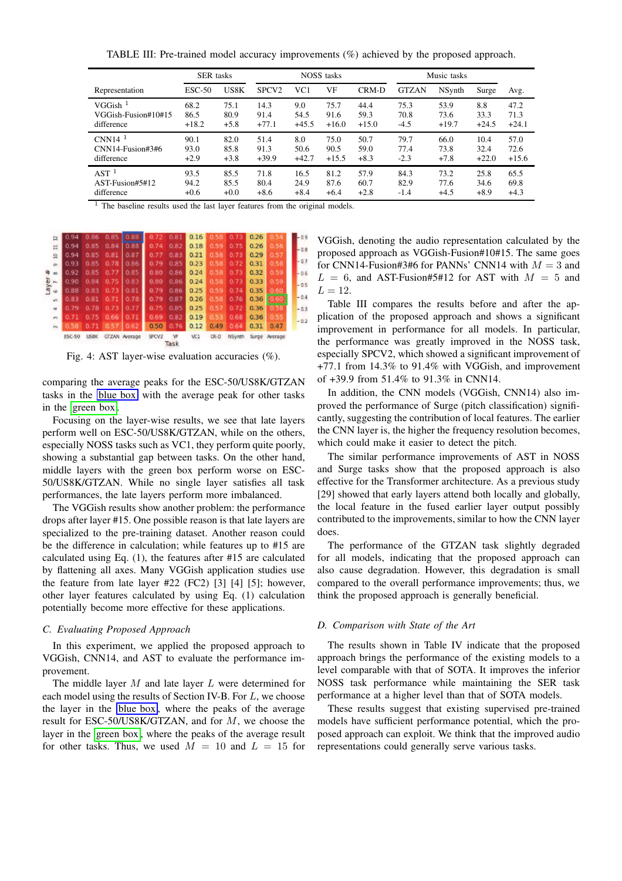TABLE III: Pre-trained model accuracy improvements (%) achieved by the proposed approach.

| Representation | SER tasks | | NOSS tasks | | | | Music tasks | | | Avg. |
|---|---|---|---|---|---|---|---|---|---|---|
| | ESC-50 | US8K | SPCV2 | VC1 | VF | CRM-D | GTZAN | NSynth | Surge | |
| VGGish [1] | 68.2 | 75.1 | 14.3 | 9.0 | 75.7 | 44.4 | 75.3 | 53.9 | 8.8 | 47.2 |
| VGGish-Fusion#10#15 | 86.5 | 80.9 | 91.4 | 54.5 | 91.6 | 59.3 | 70.8 | 73.6 | 33.3 | 71.3 |
| difference | +18.2 | +5.8 | +77.1 | +45.5 | +16.0 | +15.0 | -4.5 | +19.7 | +24.5 | +24.1 |
| CNN14 [1] | 90.1 | 82.0 | 51.4 | 8.0 | 75.0 | 50.7 | 79.7 | 66.0 | 10.4 | 57.0 |
| CNN14-Fusion#3#6 | 93.0 | 85.8 | 91.3 | 50.6 | 90.5 | 59.0 | 77.4 | 73.8 | 32.4 | 72.6 |
| difference | +2.9 | +3.8 | +39.9 | +42.7 | +15.5 | +8.3 | -2.3 | +7.8 | +22.0 | +15.6 |
| AST [1] | 93.5 | 85.5 | 71.8 | 16.5 | 81.2 | 57.9 | 84.3 | 73.2 | 25.8 | 65.5 |
| AST-Fusion#5#12 | 94.2 | 85.5 | 80.4 | 24.9 | 87.6 | 60.7 | 82.9 | 77.6 | 34.6 | 69.8 |
| difference | +0.6 | +0.0 | +8.6 | +8.4 | +6.4 | +2.8 | -1.4 | +4.5 | +8.9 | +4.3 |

[1] The baseline results used the last layer features from the original models.

| Layer # | ESC-50 | US8K | GTZAN | Average | SPCV2 | VF | VC1 | CR-D | NSynth | Surge | Average |
|---|---|---|---|---|---|---|---|---|---|---|---|
| 12 | 0.94 | 0.86 | 0.85 | 0.88 | 0.72 | 0.81 | 0.16 | 0.58 | 0.73 | 0.26 | 0.54 |
| 11 | 0.94 | 0.85 | 0.84 | 0.88 | 0.74 | 0.82 | 0.18 | 0.59 | 0.75 | 0.26 | 0.56 |
| 10 | 0.94 | 0.85 | 0.81 | 0.87 | 0.77 | 0.83 | 0.21 | 0.58 | 0.73 | 0.29 | 0.57 |
| 9 | 0.93 | 0.85 | 0.78 | 0.86 | 0.79 | 0.85 | 0.23 | 0.58 | 0.72 | 0.31 | 0.58 |
| 8 | 0.92 | 0.85 | 0.77 | 0.85 | 0.80 | 0.86 | 0.24 | 0.58 | 0.73 | 0.32 | 0.59 |
| 7 | 0.90 | 0.84 | 0.75 | 0.83 | 0.80 | 0.86 | 0.24 | 0.58 | 0.73 | 0.33 | 0.59 |
| 6 | 0.88 | 0.83 | 0.73 | 0.81 | 0.79 | 0.86 | 0.25 | 0.59 | 0.74 | 0.35 | 0.60 |
| 5 | 0.83 | 0.81 | 0.71 | 0.78 | 0.79 | 0.87 | 0.26 | 0.58 | 0.76 | 0.36 | 0.60 |
| 4 | 0.79 | 0.78 | 0.73 | 0.77 | 0.75 | 0.85 | 0.25 | 0.57 | 0.72 | 0.36 | 0.58 |
| 3 | 0.71 | 0.75 | 0.66 | 0.71 | 0.69 | 0.82 | 0.19 | 0.53 | 0.68 | 0.36 | 0.55 |
| 2 | 0.58 | 0.71 | 0.57 | 0.62 | 0.50 | 0.76 | 0.12 | 0.49 | 0.64 | 0.31 | 0.47 |

Fig. 4: AST layer-wise evaluation accuracies (%).

comparing the average peaks for the ESC-50/US8K/GTZAN tasks in the blue box with the average peak for other tasks in the green box.

Focusing on the layer-wise results, we see that late layers perform well on ESC-50/US8K/GTZAN, while on the others, especially NOSS tasks such as VC1, they perform quite poorly, showing a substantial gap between tasks. On the other hand, middle layers with the green box perform worse on ESC-50/US8K/GTZAN. While no single layer satisfies all task performances, the late layers perform more imbalanced.

The VGGish results show another problem: the performance drops after layer #15. One possible reason is that late layers are specialized to the pre-training dataset. Another reason could be the difference in calculation; while features up to #15 are calculated using Eq. (1), the features after #15 are calculated by flattening all axes. Many VGGish application studies use the feature from late layer #22 (FC2) [3] [4] [5]; however, other layer features calculated by using Eq. (1) calculation potentially become more effective for these applications.

### C. Evaluating Proposed Approach

In this experiment, we applied the proposed approach to VGGish, CNN14, and AST to evaluate the performance improvement.

The middle layer $M$ and late layer $L$ were determined for each model using the results of Section IV-B. For $L$, we choose the layer in the blue box, where the peaks of the average result for ESC-50/US8K/GTZAN, and for $M$, we choose the layer in the green box, where the peaks of the average result for other tasks. Thus, we used $M = 10$ and $L = 15$ for VGGish, denoting the audio representation calculated by the proposed approach as VGGish-Fusion#10#15. The same goes for CNN14-Fusion#3#6 for PANNs' CNN14 with $M = 3$ and $L = 6$, and AST-Fusion#5#12 for AST with $M = 5$ and $L = 12$.

Table III compares the results before and after the application of the proposed approach and shows a significant improvement in performance for all models. In particular, the performance was greatly improved in the NOSS task, especially SPCV2, which showed a significant improvement of +77.1 from 14.3% to 91.4% with VGGish, and improvement of +39.9 from 51.4% to 91.3% in CNN14.

In addition, the CNN models (VGGish, CNN14) also improved the performance of Surge (pitch classification) significantly, suggesting the contribution of local features. The earlier the CNN layer is, the higher the frequency resolution becomes, which could make it easier to detect the pitch.

The similar performance improvements of AST in NOSS and Surge tasks show that the proposed approach is also effective for the Transformer architecture. As a previous study [29] showed that early layers attend both locally and globally, the local feature in the fused earlier layer output possibly contributed to the improvements, similar to how the CNN layer does.

The performance of the GTZAN task slightly degraded for all models, indicating that the proposed approach can also cause degradation. However, this degradation is small compared to the overall performance improvements; thus, we think the proposed approach is generally beneficial.

### D. Comparison with State of the Art

The results shown in Table IV indicate that the proposed approach brings the performance of the existing models to a level comparable with that of SOTA. It improves the inferior NOSS task performance while maintaining the SER task performance at a higher level than that of SOTA models.

These results suggest that existing supervised pre-trained models have sufficient performance potential, which the proposed approach can exploit. We think the improved audio representations could generally serve various tasks.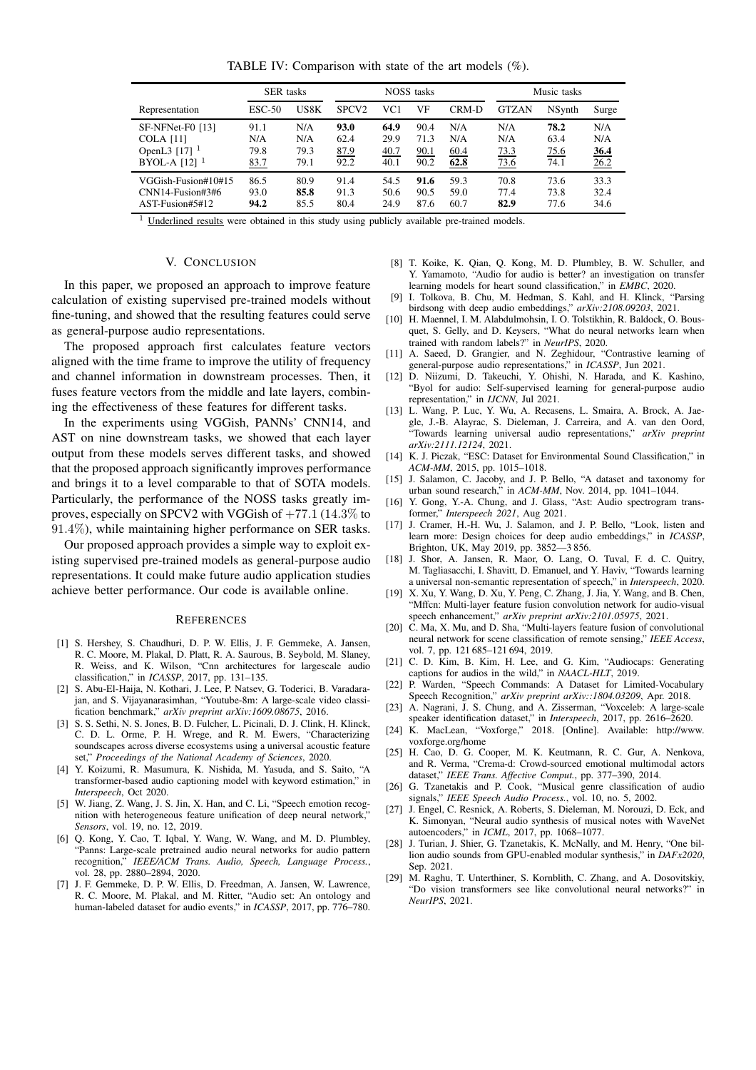TABLE IV: Comparison with state of the art models (%).

| | SER tasks | | NOSS tasks | | | | Music tasks | | |
|---|---|---|---|---|---|---|---|---|---|
| Representation | ESC-50 | US8K | SPCV2 | VC1 | VF | CRM-D | GTZAN | NSynth | Surge |
| SF-NFNet-F0 [13] | 91.1 | N/A | **93.0** | **64.9** | 90.4 | N/A | N/A | **78.2** | N/A |
| COLA [11] | N/A | N/A | 62.4 | 29.9 | 71.3 | N/A | N/A | 63.4 | N/A |
| OpenL3 [17] [1] | 79.8 | 79.3 | 87.9 | 40.7 | 90.1 | 60.4 | 73.3 | 75.6 | **36.4** |
| BYOL-A [12] [1] | 83.7 | 79.1 | 92.2 | 40.1 | 90.2 | **62.8** | 73.6 | 74.1 | 26.2 |
| VGGish-Fusion#10#15 | 86.5 | 80.9 | 91.4 | 54.5 | **91.6** | 59.3 | 70.8 | 73.6 | 33.3 |
| CNN14-Fusion#3#6 | 93.0 | **85.8** | 91.3 | 50.6 | 90.5 | 59.0 | 77.4 | 73.8 | 32.4 |
| AST-Fusion#5#12 | **94.2** | 85.5 | 80.4 | 24.9 | 87.6 | 60.7 | **82.9** | 77.6 | 34.6 |

[1] Underlined results were obtained in this study using publicly available pre-trained models.

## V. Conclusion

In this paper, we proposed an approach to improve feature calculation of existing supervised pre-trained models without fine-tuning, and showed that the resulting features could serve as general-purpose audio representations.

The proposed approach first calculates feature vectors aligned with the time frame to improve the utility of frequency and channel information in downstream processes. Then, it fuses feature vectors from the middle and late layers, combining the effectiveness of these features for different tasks.

In the experiments using VGGish, PANNs' CNN14, and AST on nine downstream tasks, we showed that each layer output from these models serves different tasks, and showed that the proposed approach significantly improves performance and brings it to a level comparable to that of SOTA models. Particularly, the performance of the NOSS tasks greatly improves, especially on SPCV2 with VGGish of $+77.1$ ($14.3\%$ to $91.4\%$), while maintaining higher performance on SER tasks.

Our proposed approach provides a simple way to exploit existing supervised pre-trained models as general-purpose audio representations. It could make future audio application studies achieve better performance. Our code is available online.

## References

[1] S. Hershey, S. Chaudhuri, D. P. W. Ellis, J. F. Gemmeke, A. Jansen, R. C. Moore, M. Plakal, D. Platt, R. A. Saurous, B. Seybold, M. Slaney, R. Weiss, and K. Wilson, "Cnn architectures for largescale audio classification," in *ICASSP*, 2017, pp. 131–135.

[2] S. Abu-El-Haija, N. Kothari, J. Lee, P. Natsev, G. Toderici, B. Varadarajan, and S. Vijayanarasimhan, "Youtube-8m: A large-scale video classification benchmark," *arXiv preprint arXiv:1609.08675*, 2016.

[3] S. S. Sethi, N. S. Jones, B. D. Fulcher, L. Picinali, D. J. Clink, H. Klinck, C. D. L. Orme, P. H. Wrege, and R. M. Ewers, "Characterizing soundscapes across diverse ecosystems using a universal acoustic feature set," *Proceedings of the National Academy of Sciences*, 2020.

[4] Y. Koizumi, R. Masumura, K. Nishida, M. Yasuda, and S. Saito, "A transformer-based audio captioning model with keyword estimation," in *Interspeech*, Oct 2020.

[5] W. Jiang, Z. Wang, J. S. Jin, X. Han, and C. Li, "Speech emotion recognition with heterogeneous feature unification of deep neural network," *Sensors*, vol. 19, no. 12, 2019.

[6] Q. Kong, Y. Cao, T. Iqbal, Y. Wang, W. Wang, and M. D. Plumbley, "Panns: Large-scale pretrained audio neural networks for audio pattern recognition," *IEEE/ACM Trans. Audio, Speech, Language Process.*, vol. 28, pp. 2880–2894, 2020.

[7] J. F. Gemmeke, D. P. W. Ellis, D. Freedman, A. Jansen, W. Lawrence, R. C. Moore, M. Plakal, and M. Ritter, "Audio set: An ontology and human-labeled dataset for audio events," in *ICASSP*, 2017, pp. 776–780.

[8] T. Koike, K. Qian, Q. Kong, M. D. Plumbley, B. W. Schuller, and Y. Yamamoto, "Audio for audio is better? an investigation on transfer learning models for heart sound classification," in *EMBC*, 2020.

[9] I. Tolkova, B. Chu, M. Hedman, S. Kahl, and H. Klinck, "Parsing birdsong with deep audio embeddings," *arXiv:2108.09203*, 2021.

[10] H. Maennel, I. M. Alabdulmohsin, I. O. Tolstikhin, R. Baldock, O. Bousquet, S. Gelly, and D. Keysers, "What do neural networks learn when trained with random labels?" in *NeurIPS*, 2020.

[11] A. Saeed, D. Grangier, and N. Zeghidour, "Contrastive learning of general-purpose audio representations," in *ICASSP*, Jun 2021.

[12] D. Niizumi, D. Takeuchi, Y. Ohishi, N. Harada, and K. Kashino, "Byol for audio: Self-supervised learning for general-purpose audio representation," in *IJCNN*, Jul 2021.

[13] L. Wang, P. Luc, Y. Wu, A. Recasens, L. Smaira, A. Brock, A. Jaegle, J.-B. Alayrac, S. Dieleman, J. Carreira, and A. van den Oord, "Towards learning universal audio representations," *arXiv preprint arXiv:2111.12124*, 2021.

[14] K. J. Piczak, "ESC: Dataset for Environmental Sound Classification," in *ACM-MM*, 2015, pp. 1015–1018.

[15] J. Salamon, C. Jacoby, and J. P. Bello, "A dataset and taxonomy for urban sound research," in *ACM-MM*, Nov. 2014, pp. 1041–1044.

[16] Y. Gong, Y.-A. Chung, and J. Glass, "Ast: Audio spectrogram transformer," *Interspeech 2021*, Aug 2021.

[17] J. Cramer, H.-H. Wu, J. Salamon, and J. P. Bello, "Look, listen and learn more: Design choices for deep audio embeddings," in *ICASSP*, Brighton, UK, May 2019, pp. 3852—3 856.

[18] J. Shor, A. Jansen, R. Maor, O. Lang, O. Tuval, F. d. C. Quitry, M. Tagliasacchi, I. Shavitt, D. Emanuel, and Y. Haviv, "Towards learning a universal non-semantic representation of speech," in *Interspeech*, 2020.

[19] X. Xu, Y. Wang, D. Xu, Y. Peng, C. Zhang, J. Jia, Y. Wang, and B. Chen, "Mffcn: Multi-layer feature fusion convolution network for audio-visual speech enhancement," *arXiv preprint arXiv:2101.05975*, 2021.

[20] C. Ma, X. Mu, and D. Sha, "Multi-layers feature fusion of convolutional neural network for scene classification of remote sensing," *IEEE Access*, vol. 7, pp. 121 685–121 694, 2019.

[21] C. D. Kim, B. Kim, H. Lee, and G. Kim, "Audiocaps: Generating captions for audios in the wild," in *NAACL-HLT*, 2019.

[22] P. Warden, "Speech Commands: A Dataset for Limited-Vocabulary Speech Recognition," *arXiv preprint arXiv::1804.03209*, Apr. 2018.

[23] A. Nagrani, J. S. Chung, and A. Zisserman, "Voxceleb: A large-scale speaker identification dataset," in *Interspeech*, 2017, pp. 2616–2620.

[24] K. MacLean, "Voxforge," 2018. [Online]. Available: http://www.voxforge.org/home

[25] H. Cao, D. G. Cooper, M. K. Keutmann, R. C. Gur, A. Nenkova, and R. R. Verma, "Crema-d: Crowd-sourced emotional multimodal actors dataset," *IEEE Trans. Affective Comput.*, pp. 377–390, 2014.

[26] G. Tzanetakis and P. Cook, "Musical genre classification of audio signals," *IEEE Speech Audio Process.*, vol. 10, no. 5, 2002.

[27] J. Engel, C. Resnick, A. Roberts, S. Dieleman, M. Norouzi, D. Eck, and K. Simonyan, "Neural audio synthesis of musical notes with WaveNet autoencoders," in *ICML*, 2017, pp. 1068–1077.

[28] J. Turian, J. Shier, G. Tzanetakis, K. McNally, and M. Henry, "One billion audio sounds from GPU-enabled modular synthesis," in *DAFx2020*, Sep. 2021.

[29] M. Raghu, T. Unterthiner, S. Kornblith, C. Zhang, and A. Dosovitskiy, "Do vision transformers see like convolutional neural networks?" in *NeurIPS*, 2021.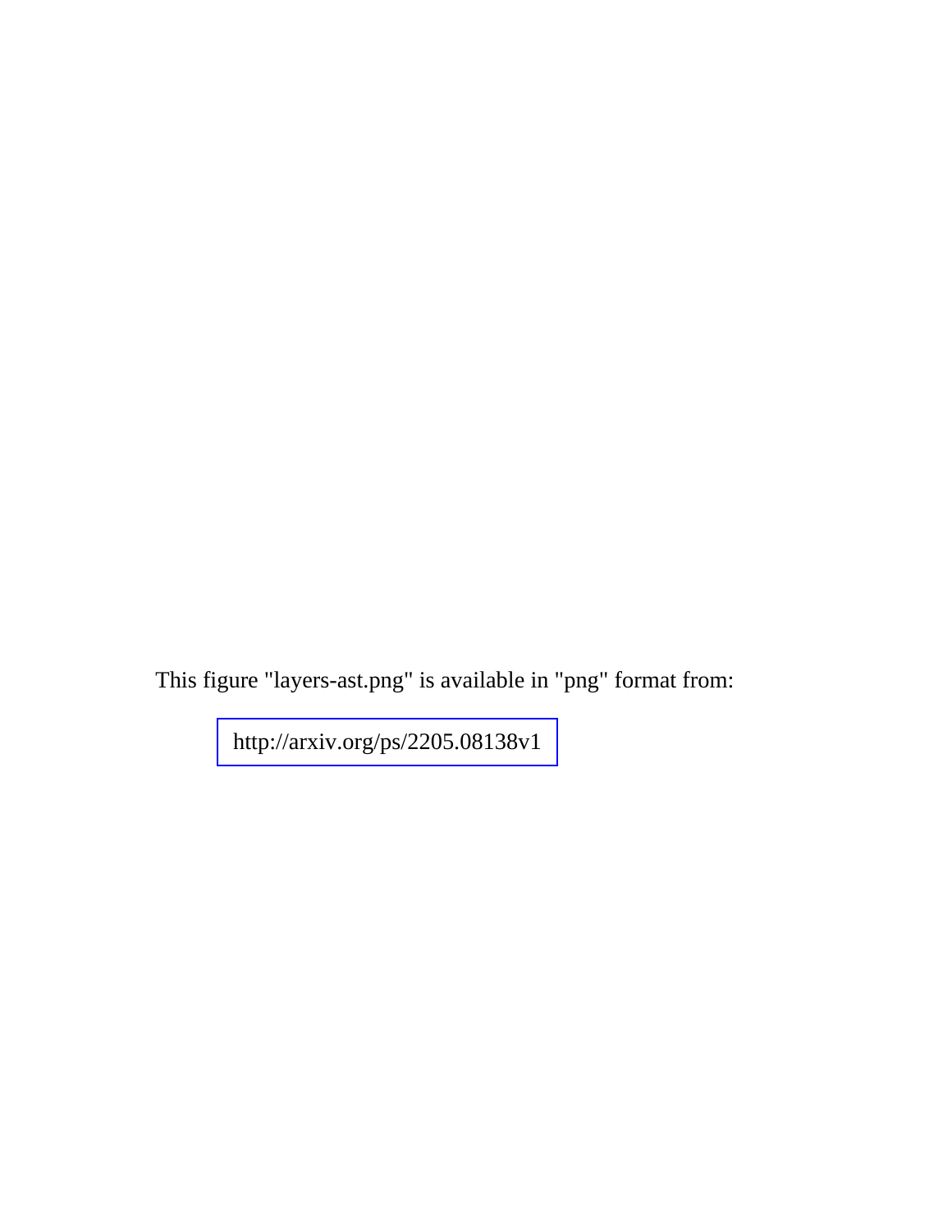This figure "layers-ast.png" is available in "png" format from:

http://arxiv.org/ps/2205.08138v1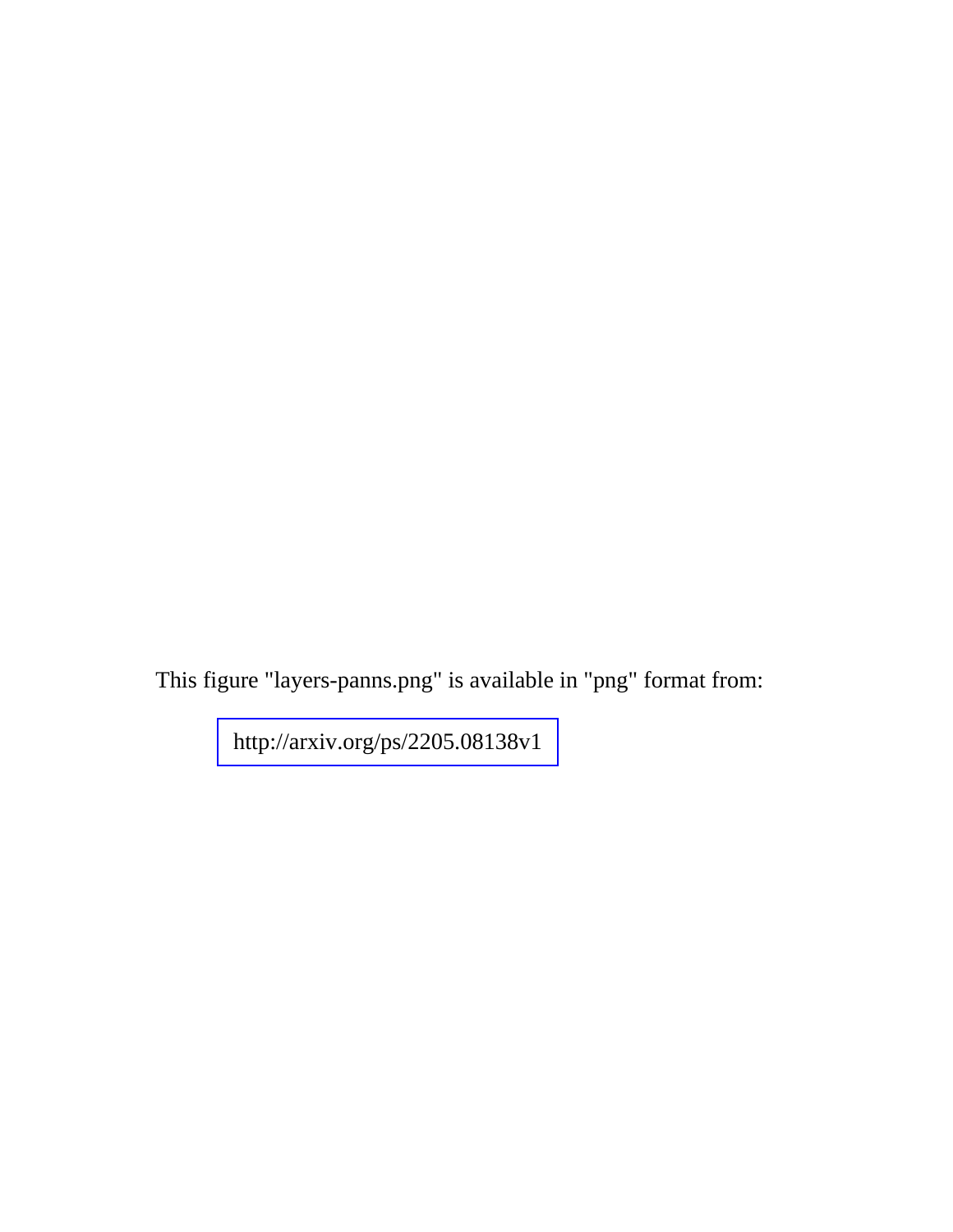This figure "layers-panns.png" is available in "png" format from:

http://arxiv.org/ps/2205.08138v1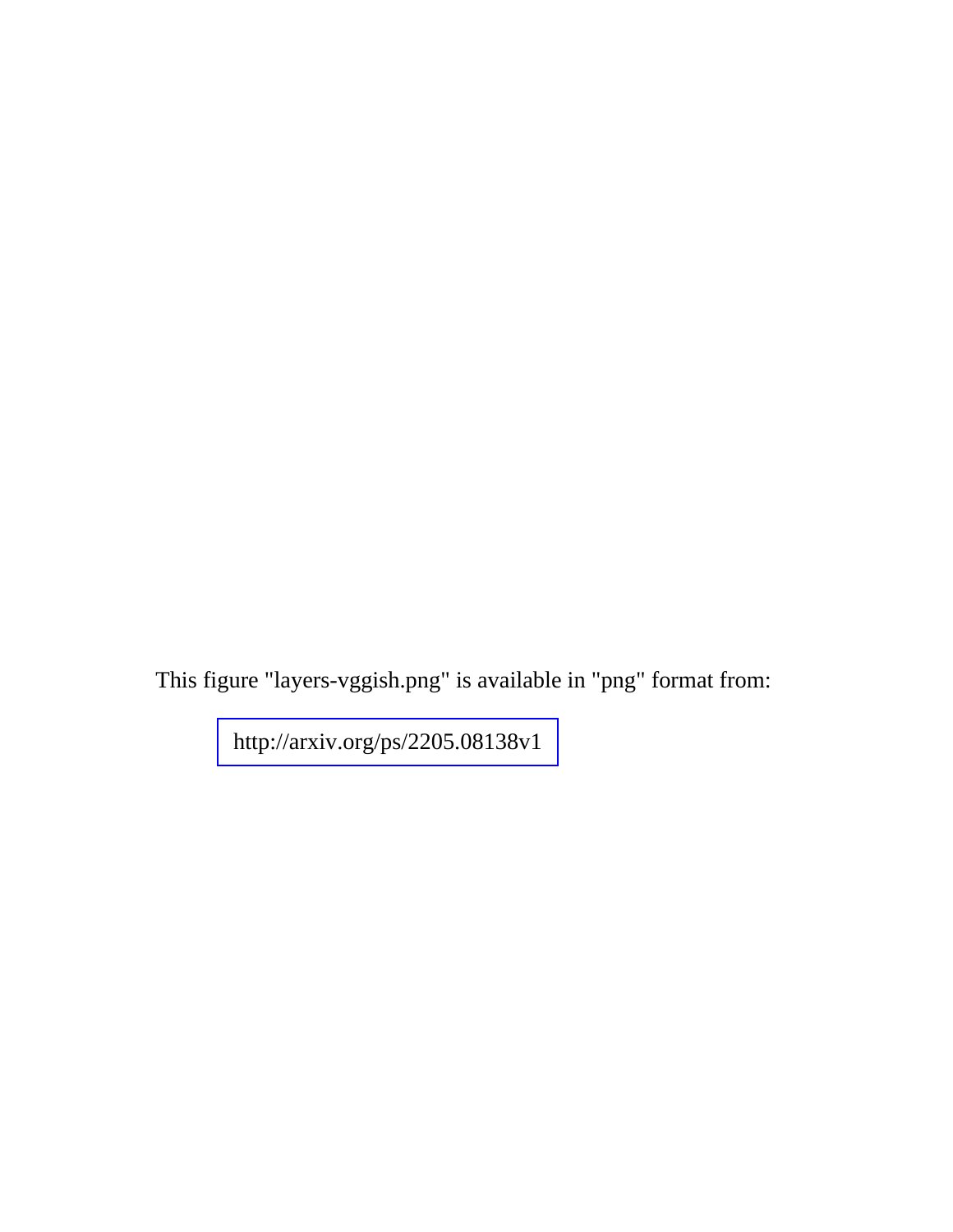This figure "layers-vggish.png" is available in "png" format from:

http://arxiv.org/ps/2205.08138v1